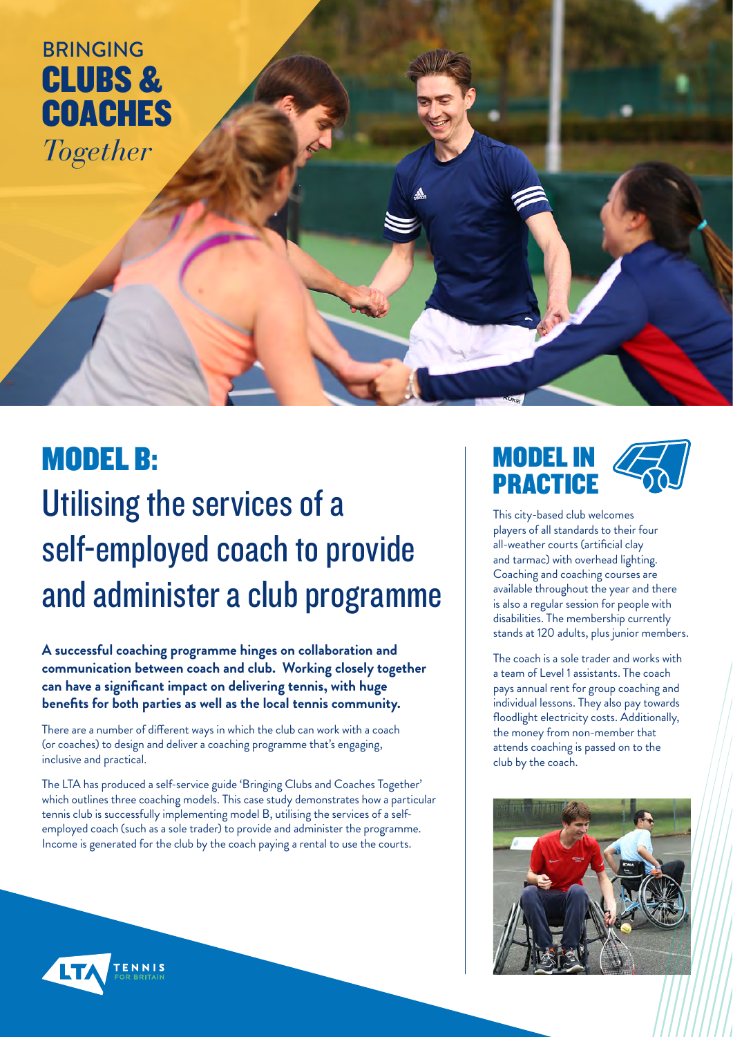BRINGING
# CLUBS & COACHES
*Together*

## MODEL B:
## Utilising the services of a self-employed coach to provide and administer a club programme

**A successful coaching programme hinges on collaboration and communication between coach and club. Working closely together can have a significant impact on delivering tennis, with huge benefits for both parties as well as the local tennis community.**

There are a number of different ways in which the club can work with a coach (or coaches) to design and deliver a coaching programme that's engaging, inclusive and practical.

The LTA has produced a self-service guide 'Bringing Clubs and Coaches Together' which outlines three coaching models. This case study demonstrates how a particular tennis club is successfully implementing model B, utilising the services of a self-employed coach (such as a sole trader) to provide and administer the programme. Income is generated for the club by the coach paying a rental to use the courts.

## MODEL IN PRACTICE

This city-based club welcomes players of all standards to their four all-weather courts (artificial clay and tarmac) with overhead lighting. Coaching and coaching courses are available throughout the year and there is also a regular session for people with disabilities. The membership currently stands at 120 adults, plus junior members.

The coach is a sole trader and works with a team of Level 1 assistants. The coach pays annual rent for group coaching and individual lessons. They also pay towards floodlight electricity costs. Additionally, the money from non-member that attends coaching is passed on to the club by the coach.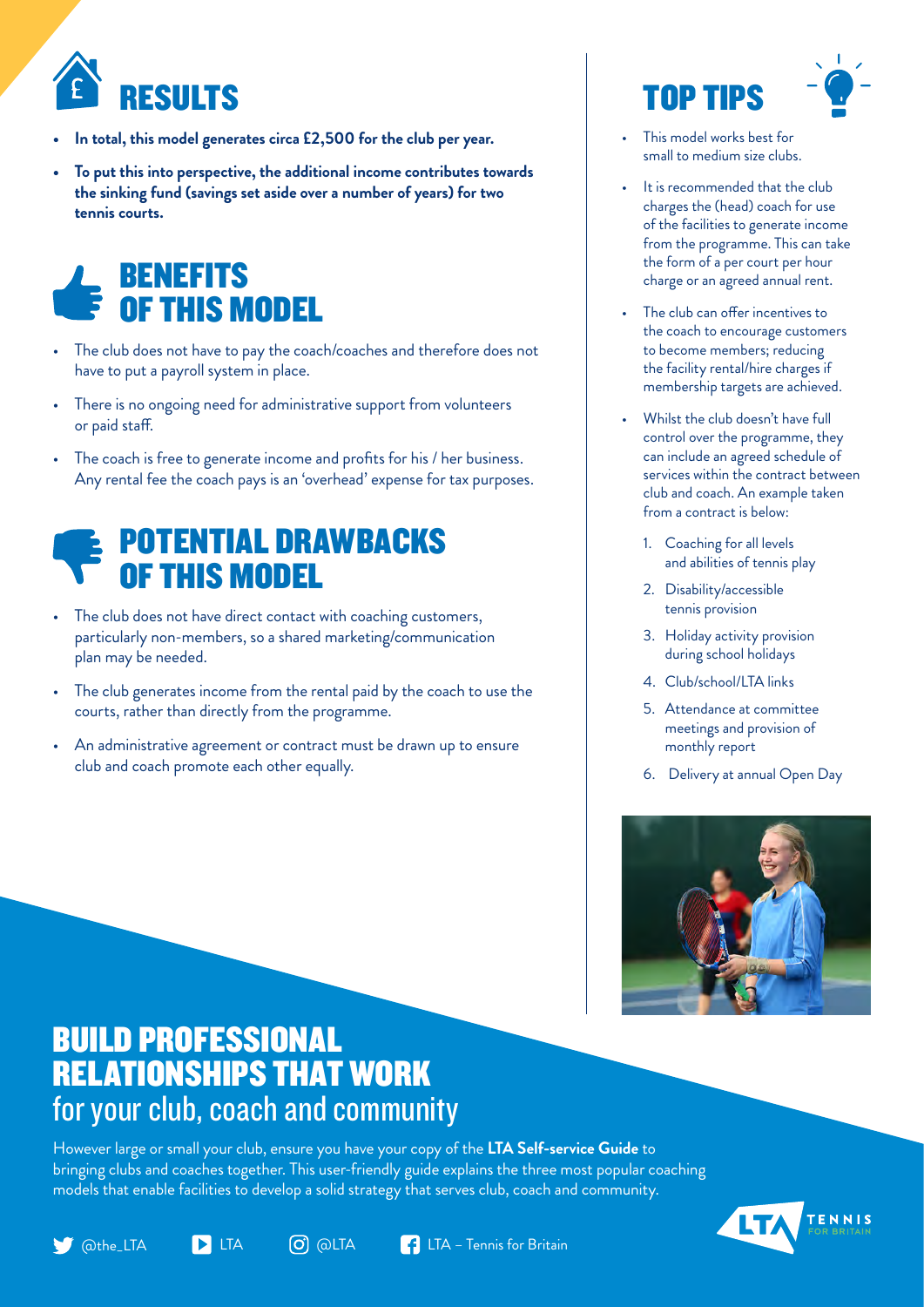## RESULTS

- **In total, this model generates circa £2,500 for the club per year.**
- **To put this into perspective, the additional income contributes towards the sinking fund (savings set aside over a number of years) for two tennis courts.**

## BENEFITS OF THIS MODEL

- The club does not have to pay the coach/coaches and therefore does not have to put a payroll system in place.
- There is no ongoing need for administrative support from volunteers or paid staff.
- The coach is free to generate income and profits for his / her business. Any rental fee the coach pays is an 'overhead' expense for tax purposes.

## POTENTIAL DRAWBACKS OF THIS MODEL

- The club does not have direct contact with coaching customers, particularly non-members, so a shared marketing/communication plan may be needed.
- The club generates income from the rental paid by the coach to use the courts, rather than directly from the programme.
- An administrative agreement or contract must be drawn up to ensure club and coach promote each other equally.

## TOP TIPS

- This model works best for small to medium size clubs.
- It is recommended that the club charges the (head) coach for use of the facilities to generate income from the programme. This can take the form of a per court per hour charge or an agreed annual rent.
- The club can offer incentives to the coach to encourage customers to become members; reducing the facility rental/hire charges if membership targets are achieved.
- Whilst the club doesn't have full control over the programme, they can include an agreed schedule of services within the contract between club and coach. An example taken from a contract is below:
  1. Coaching for all levels and abilities of tennis play
  2. Disability/accessible tennis provision
  3. Holiday activity provision during school holidays
  4. Club/school/LTA links
  5. Attendance at committee meetings and provision of monthly report
  6. Delivery at annual Open Day

## BUILD PROFESSIONAL RELATIONSHIPS THAT WORK for your club, coach and community

However large or small your club, ensure you have your copy of the **LTA Self-service Guide** to bringing clubs and coaches together. This user-friendly guide explains the three most popular coaching models that enable facilities to develop a solid strategy that serves club, coach and community.

@the_LTA LTA @LTA LTA – Tennis for Britain

LTA TENNIS FOR BRITAIN